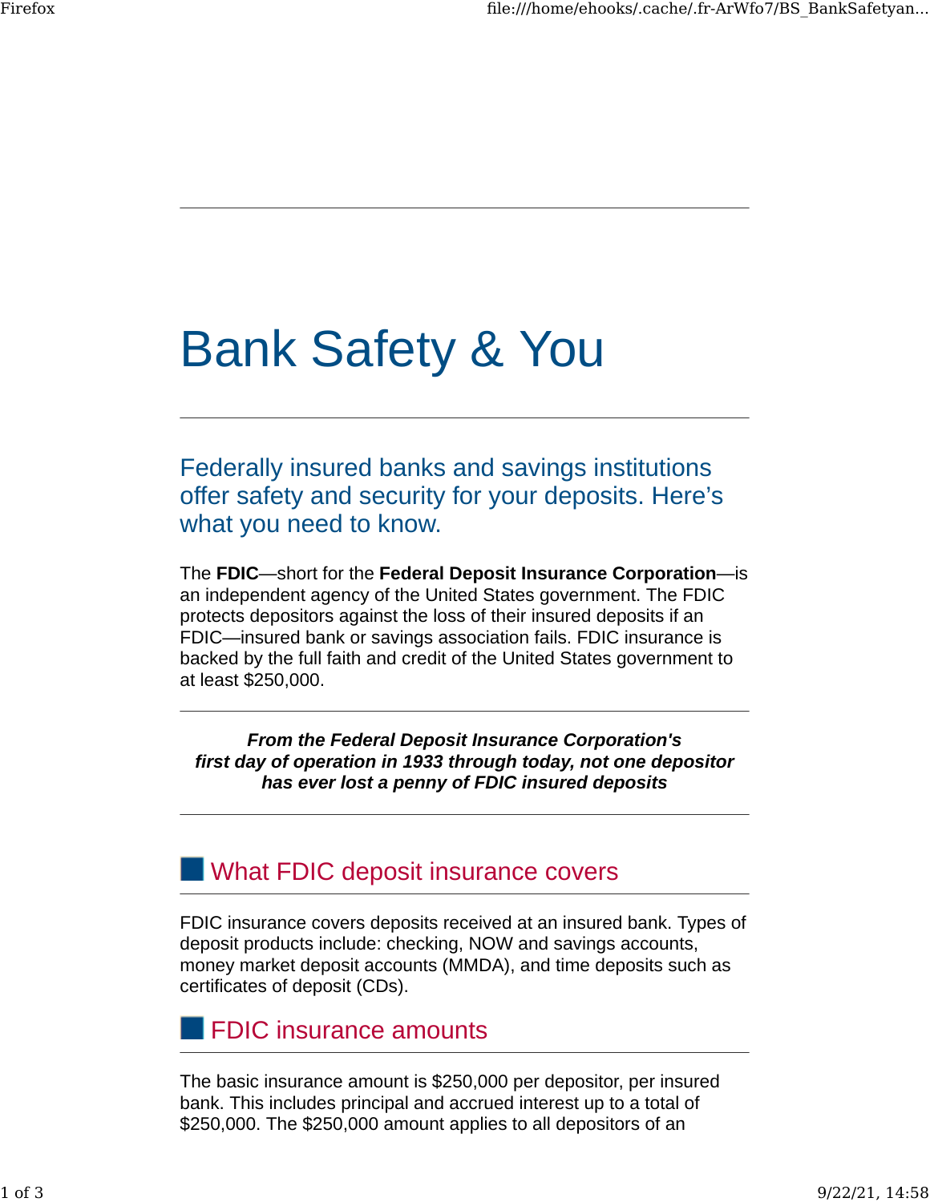# Bank Safety & You

## Federally insured banks and savings institutions offer safety and security for your deposits. Here's what you need to know.

The **FDIC**—short for the **Federal Deposit Insurance Corporation**—is an independent agency of the United States government. The FDIC protects depositors against the loss of their insured deposits if an FDIC—insured bank or savings association fails. FDIC insurance is backed by the full faith and credit of the United States government to at least $250,000.

***From the Federal Deposit Insurance Corporation's first day of operation in 1933 through today, not one depositor has ever lost a penny of FDIC insured deposits***

### What FDIC deposit insurance covers

FDIC insurance covers deposits received at an insured bank. Types of deposit products include: checking, NOW and savings accounts, money market deposit accounts (MMDA), and time deposits such as certificates of deposit (CDs).

### FDIC insurance amounts

The basic insurance amount is $250,000 per depositor, per insured bank. This includes principal and accrued interest up to a total of $250,000. The $250,000 amount applies to all depositors of an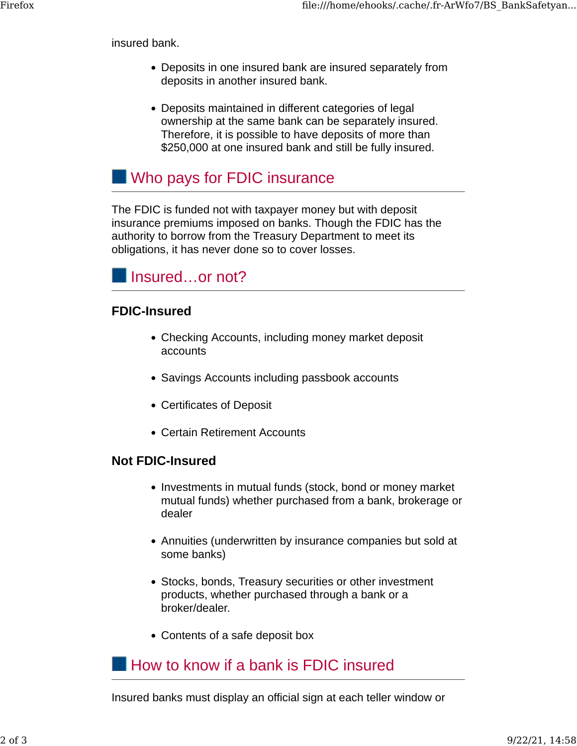insured bank.

- Deposits in one insured bank are insured separately from deposits in another insured bank.

- Deposits maintained in different categories of legal ownership at the same bank can be separately insured. Therefore, it is possible to have deposits of more than $250,000 at one insured bank and still be fully insured.

## Who pays for FDIC insurance

The FDIC is funded not with taxpayer money but with deposit insurance premiums imposed on banks. Though the FDIC has the authority to borrow from the Treasury Department to meet its obligations, it has never done so to cover losses.

## Insured…or not?

### FDIC-Insured

- Checking Accounts, including money market deposit accounts

- Savings Accounts including passbook accounts

- Certificates of Deposit

- Certain Retirement Accounts

### Not FDIC-Insured

- Investments in mutual funds (stock, bond or money market mutual funds) whether purchased from a bank, brokerage or dealer

- Annuities (underwritten by insurance companies but sold at some banks)

- Stocks, bonds, Treasury securities or other investment products, whether purchased through a bank or a broker/dealer.

- Contents of a safe deposit box

## How to know if a bank is FDIC insured

Insured banks must display an official sign at each teller window or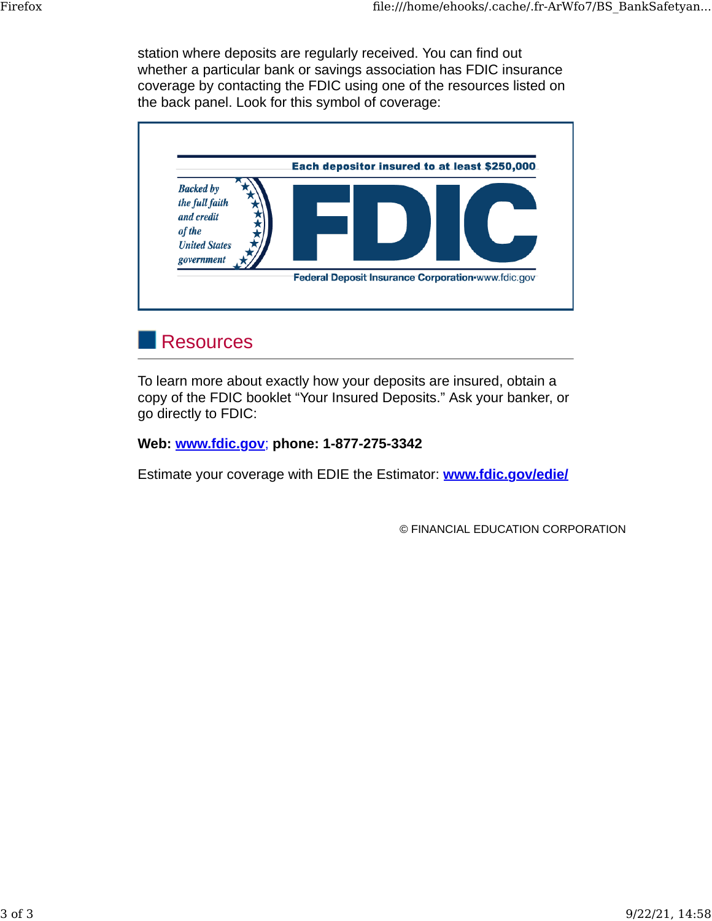station where deposits are regularly received. You can find out whether a particular bank or savings association has FDIC insurance coverage by contacting the FDIC using one of the resources listed on the back panel. Look for this symbol of coverage:

Each depositor insured to at least $250,000

Backed by the full faith and credit of the United States government

FDIC

Federal Deposit Insurance Corporation•www.fdic.gov

## Resources

To learn more about exactly how your deposits are insured, obtain a copy of the FDIC booklet “Your Insured Deposits.” Ask your banker, or go directly to FDIC:

**Web: www.fdic.gov; phone: 1-877-275-3342**

Estimate your coverage with EDIE the Estimator: **www.fdic.gov/edie/**

© FINANCIAL EDUCATION CORPORATION